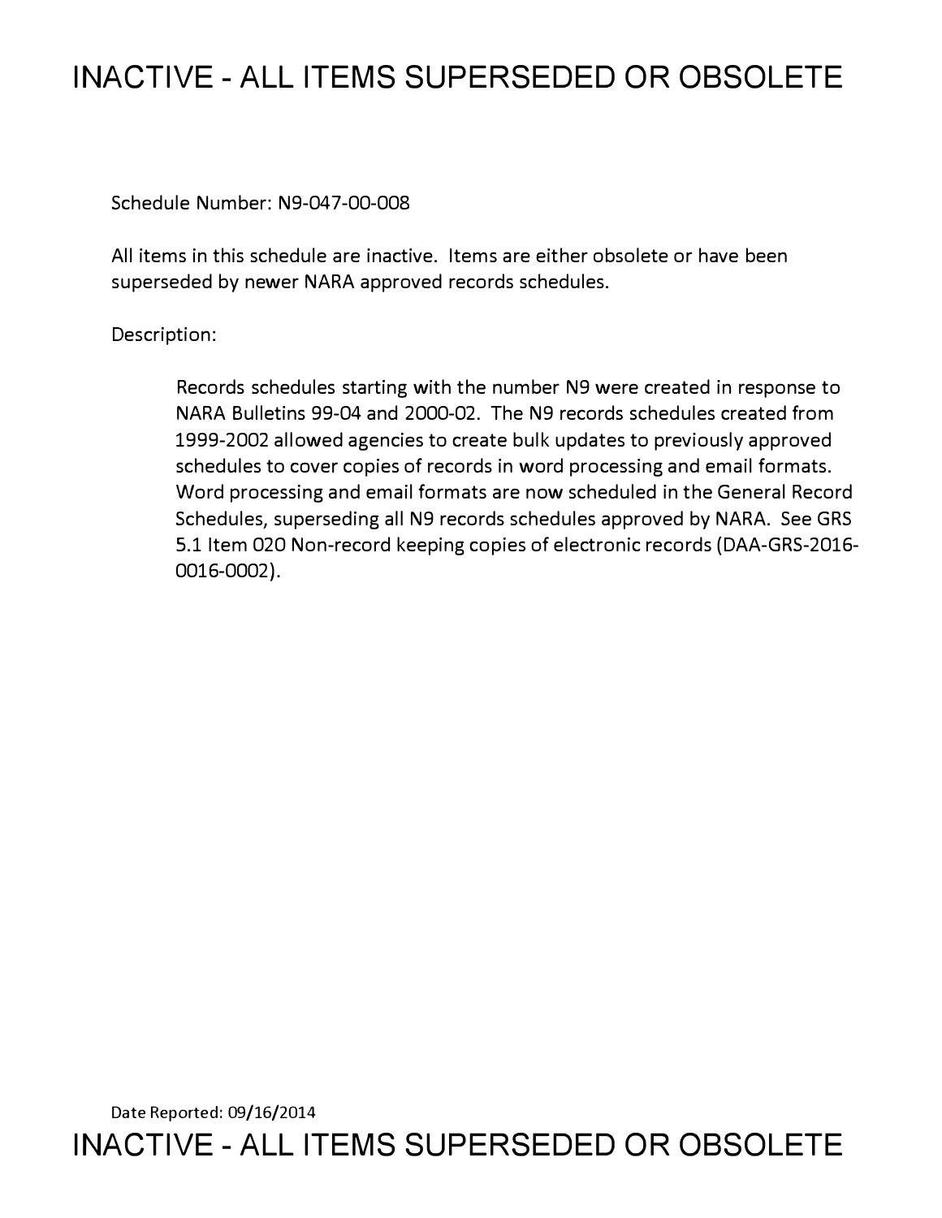# INACTIVE - ALL ITEMS SUPERSEDED OR OBSOLETE

Schedule Number: N9-047-00-008

All items in this schedule are inactive. Items are either obsolete or have been superseded by newer NARA approved records schedules.

Description:

> Records schedules starting with the number N9 were created in response to NARA Bulletins 99-04 and 2000-02. The N9 records schedules created from 1999-2002 allowed agencies to create bulk updates to previously approved schedules to cover copies of records in word processing and email formats. Word processing and email formats are now scheduled in the General Record Schedules, superseding all N9 records schedules approved by NARA. See GRS 5.1 Item 020 Non-record keeping copies of electronic records (DAA-GRS-2016-0016-0002).

Date Reported: 09/16/2014

INACTIVE - ALL ITEMS SUPERSEDED OR OBSOLETE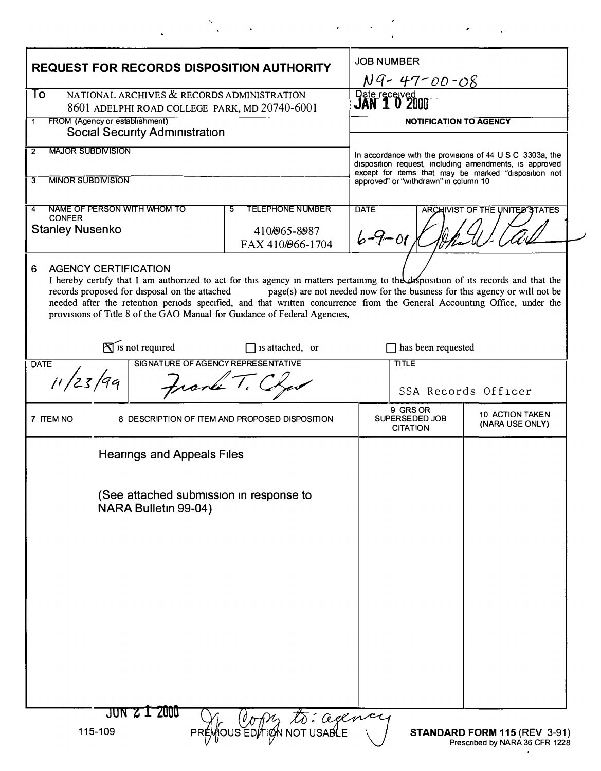# REQUEST FOR RECORDS DISPOSITION AUTHORITY

**JOB NUMBER** N9-47-00-08

**To** NATIONAL ARCHIVES & RECORDS ADMINISTRATION
8601 ADELPHI ROAD COLLEGE PARK, MD 20740-6001

**Date received** JAN 10 2000

**1 FROM (Agency or establishment)**
Social Security Administration

**2 MAJOR SUBDIVISION**

**3 MINOR SUBDIVISION**

**4 NAME OF PERSON WITH WHOM TO CONFER**
Stanley Nusenko

**5 TELEPHONE NUMBER**
410/965-8987
FAX 410/966-1704

**NOTIFICATION TO AGENCY**

In accordance with the provisions of 44 U S C 3303a, the disposition request, including amendments, is approved except for items that may be marked "disposition not approved" or "withdrawn" in column 10

**DATE** 6-9-01 **ARCHIVIST OF THE UNITED STATES** [signature]

**6 AGENCY CERTIFICATION**

I hereby certify that I am authorized to act for this agency in matters pertaining to the disposition of its records and that the records proposed for disposal on the attached page(s) are not needed now for the business for this agency or will not be needed after the retention periods specified, and that written concurrence from the General Accounting Office, under the provisions of Title 8 of the GAO Manual for Guidance of Federal Agencies,

☒ is not required ☐ is attached, or ☐ has been requested

| DATE | SIGNATURE OF AGENCY REPRESENTATIVE | TITLE |
|---|---|---|
| 11/23/99 | Frank T. [signature] | SSA Records Officer |

| 7 ITEM NO | 8 DESCRIPTION OF ITEM AND PROPOSED DISPOSITION | 9 GRS OR SUPERSEDED JOB CITATION | 10 ACTION TAKEN (NARA USE ONLY) |
|---|---|---|---|
| | Hearings and Appeals Files<br><br>(See attached submission in response to NARA Bulletin 99-04) | | |

JUN 21 2000 Copy to: agency

115-109 PREVIOUS EDITION NOT USABLE **STANDARD FORM 115** (REV 3-91)
Prescribed by NARA 36 CFR 1228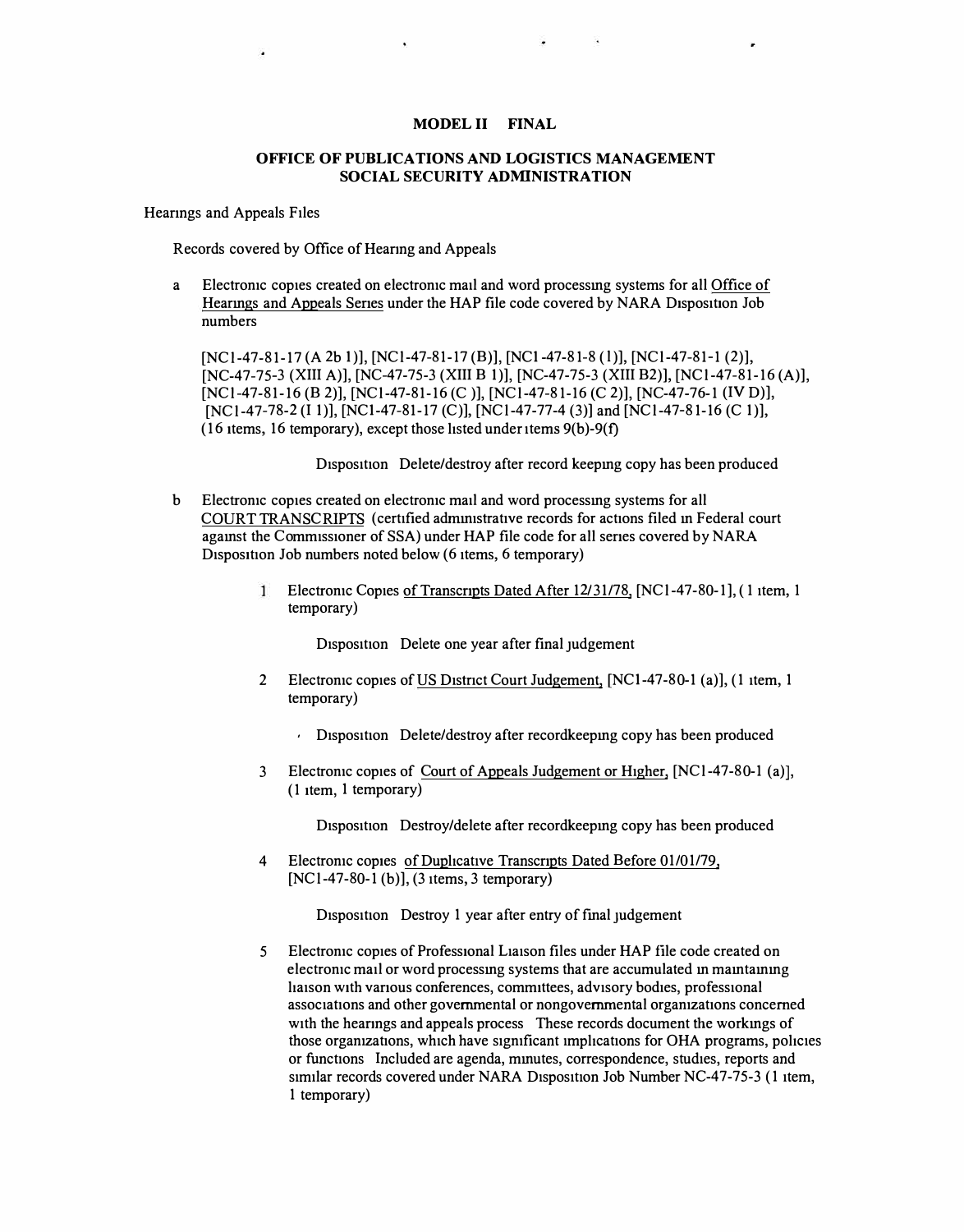**MODEL II FINAL**

**OFFICE OF PUBLICATIONS AND LOGISTICS MANAGEMENT**
**SOCIAL SECURITY ADMINISTRATION**

Hearings and Appeals Files

Records covered by Office of Hearing and Appeals

a Electronic copies created on electronic mail and word processing systems for all Office of Hearings and Appeals Series under the HAP file code covered by NARA Disposition Job numbers

[NC1-47-81-17 (A 2b 1)], [NC1-47-81-17 (B)], [NC1-47-81-8 (1)], [NC1-47-81-1 (2)], [NC-47-75-3 (XIII A)], [NC-47-75-3 (XIII B 1)], [NC-47-75-3 (XIII B2)], [NC1-47-81-16 (A)], [NC1-47-81-16 (B 2)], [NC1-47-81-16 (C )], [NC1-47-81-16 (C 2)], [NC-47-76-1 (IV D)], [NC1-47-78-2 (I 1)], [NC1-47-81-17 (C)], [NC1-47-77-4 (3)] and [NC1-47-81-16 (C 1)], (16 items, 16 temporary), except those listed under items 9(b)-9(f)

Disposition Delete/destroy after record keeping copy has been produced

b Electronic copies created on electronic mail and word processing systems for all COURT TRANSCRIPTS (certified administrative records for actions filed in Federal court against the Commissioner of SSA) under HAP file code for all series covered by NARA Disposition Job numbers noted below (6 items, 6 temporary)

1 Electronic Copies of Transcripts Dated After 12/31/78, [NC1-47-80-1], ( 1 item, 1 temporary)

Disposition Delete one year after final judgement

2 Electronic copies of US District Court Judgement, [NC1-47-80-1 (a)], (1 item, 1 temporary)

Disposition Delete/destroy after recordkeeping copy has been produced

3 Electronic copies of Court of Appeals Judgement or Higher, [NC1-47-80-1 (a)], (1 item, 1 temporary)

Disposition Destroy/delete after recordkeeping copy has been produced

4 Electronic copies of Duplicative Transcripts Dated Before 01/01/79, [NC1-47-80-1 (b)], (3 items, 3 temporary)

Disposition Destroy 1 year after entry of final judgement

5 Electronic copies of Professional Liaison files under HAP file code created on electronic mail or word processing systems that are accumulated in maintaining liaison with various conferences, committees, advisory bodies, professional associations and other governmental or nongovernmental organizations concerned with the hearings and appeals process These records document the workings of those organizations, which have significant implications for OHA programs, policies or functions Included are agenda, minutes, correspondence, studies, reports and similar records covered under NARA Disposition Job Number NC-47-75-3 (1 item, 1 temporary)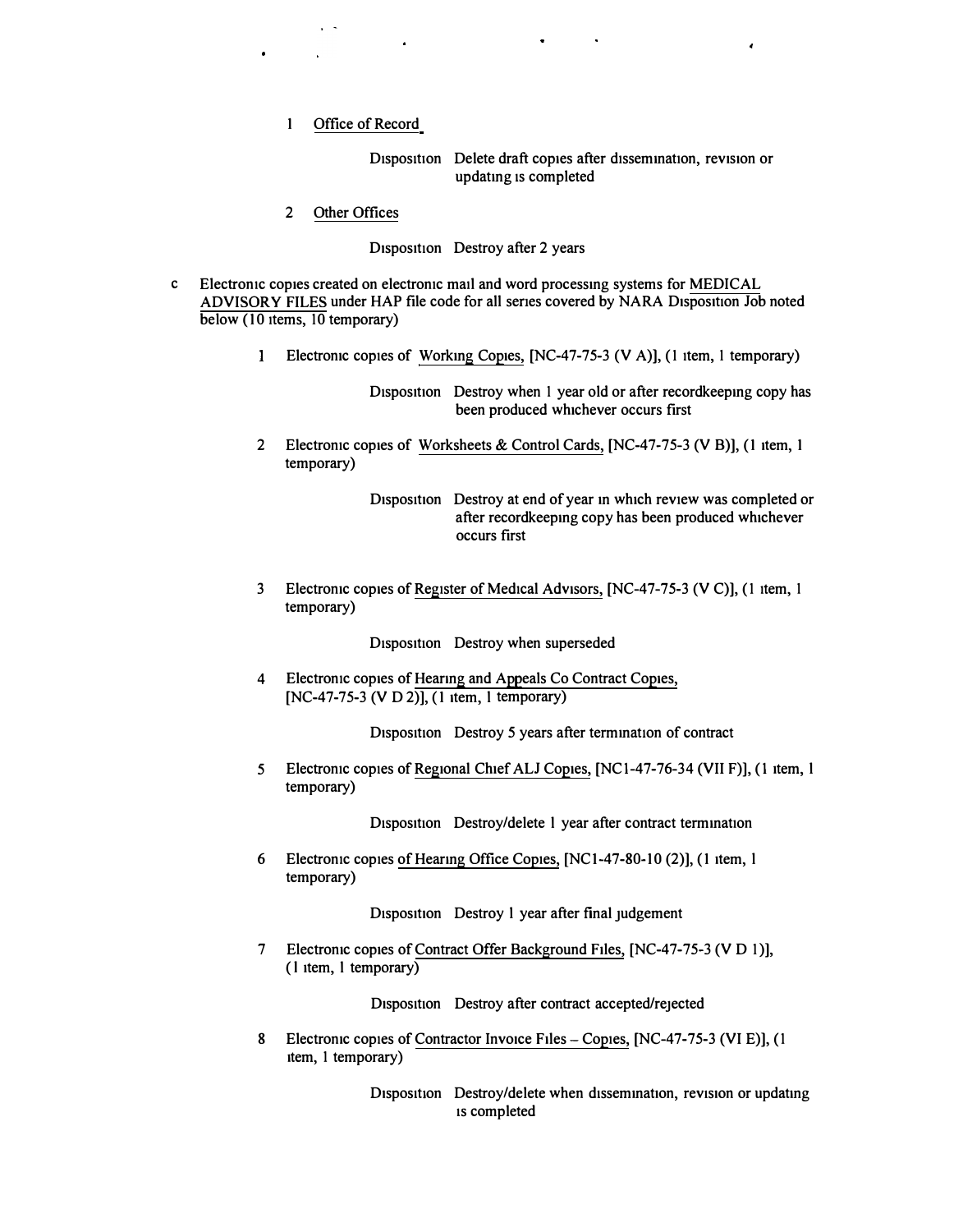1 Office of Record

Disposition Delete draft copies after dissemination, revision or updating is completed

2 Other Offices

Disposition Destroy after 2 years

c Electronic copies created on electronic mail and word processing systems for MEDICAL ADVISORY FILES under HAP file code for all series covered by NARA Disposition Job noted below (10 items, 10 temporary)

1 Electronic copies of Working Copies, [NC-47-75-3 (V A)], (1 item, 1 temporary)

Disposition Destroy when 1 year old or after recordkeeping copy has been produced whichever occurs first

2 Electronic copies of Worksheets & Control Cards, [NC-47-75-3 (V B)], (1 item, 1 temporary)

Disposition Destroy at end of year in which review was completed or after recordkeeping copy has been produced whichever occurs first

3 Electronic copies of Register of Medical Advisors, [NC-47-75-3 (V C)], (1 item, 1 temporary)

Disposition Destroy when superseded

4 Electronic copies of Hearing and Appeals Co Contract Copies, [NC-47-75-3 (V D 2)], (1 item, 1 temporary)

Disposition Destroy 5 years after termination of contract

5 Electronic copies of Regional Chief ALJ Copies, [NC1-47-76-34 (VII F)], (1 item, 1 temporary)

Disposition Destroy/delete 1 year after contract termination

6 Electronic copies of Hearing Office Copies, [NC1-47-80-10 (2)], (1 item, 1 temporary)

Disposition Destroy 1 year after final judgement

7 Electronic copies of Contract Offer Background Files, [NC-47-75-3 (V D 1)], (1 item, 1 temporary)

Disposition Destroy after contract accepted/rejected

8 Electronic copies of Contractor Invoice Files – Copies, [NC-47-75-3 (VI E)], (1 item, 1 temporary)

Disposition Destroy/delete when dissemination, revision or updating is completed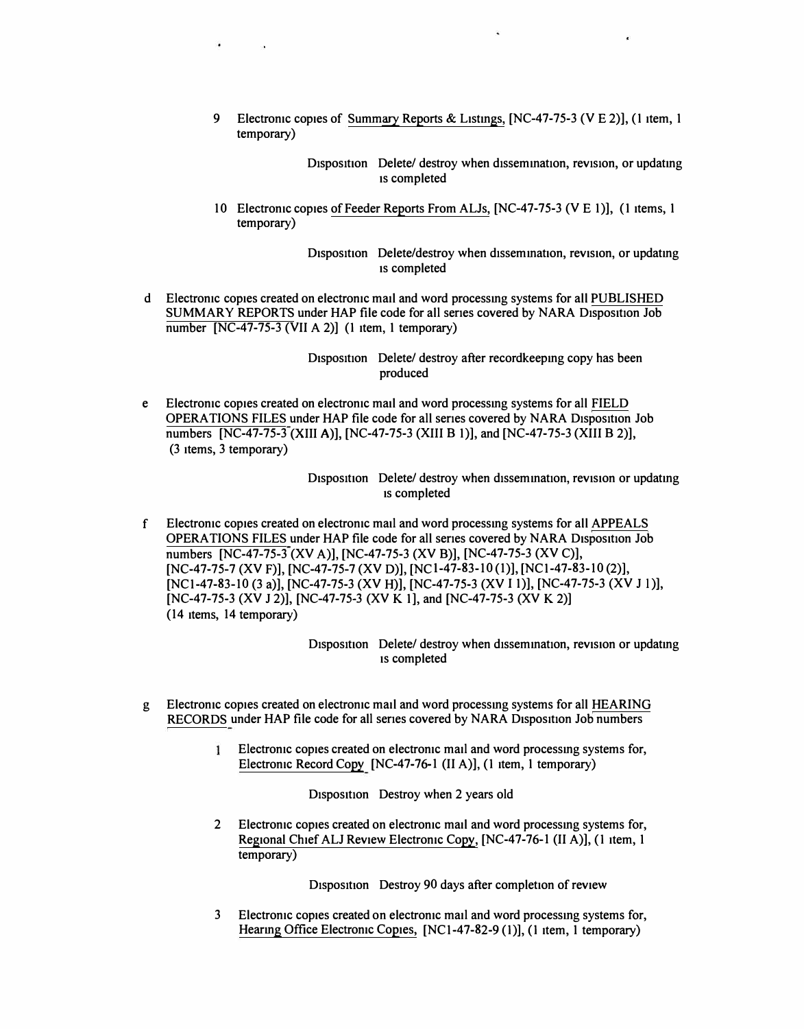9 Electronic copies of Summary Reports & Listings, [NC-47-75-3 (V E 2)], (1 item, 1 temporary)

Disposition Delete/ destroy when dissemination, revision, or updating is completed

10 Electronic copies of Feeder Reports From ALJs, [NC-47-75-3 (V E 1)], (1 items, 1 temporary)

Disposition Delete/destroy when dissemination, revision, or updating is completed

d Electronic copies created on electronic mail and word processing systems for all PUBLISHED SUMMARY REPORTS under HAP file code for all series covered by NARA Disposition Job number [NC-47-75-3 (VII A 2)] (1 item, 1 temporary)

Disposition Delete/ destroy after recordkeeping copy has been produced

e Electronic copies created on electronic mail and word processing systems for all FIELD OPERATIONS FILES under HAP file code for all series covered by NARA Disposition Job numbers [NC-47-75-3 (XIII A)], [NC-47-75-3 (XIII B 1)], and [NC-47-75-3 (XIII B 2)], (3 items, 3 temporary)

Disposition Delete/ destroy when dissemination, revision or updating is completed

f Electronic copies created on electronic mail and word processing systems for all APPEALS OPERATIONS FILES under HAP file code for all series covered by NARA Disposition Job numbers [NC-47-75-3 (XV A)], [NC-47-75-3 (XV B)], [NC-47-75-3 (XV C)], [NC-47-75-7 (XV F)], [NC-47-75-7 (XV D)], [NC1-47-83-10 (1)], [NC1-47-83-10 (2)], [NC1-47-83-10 (3 a)], [NC-47-75-3 (XV H)], [NC-47-75-3 (XV I 1)], [NC-47-75-3 (XV J 1)], [NC-47-75-3 (XV J 2)], [NC-47-75-3 (XV K 1], and [NC-47-75-3 (XV K 2)] (14 items, 14 temporary)

Disposition Delete/ destroy when dissemination, revision or updating is completed

g Electronic copies created on electronic mail and word processing systems for all HEARING RECORDS under HAP file code for all series covered by NARA Disposition Job numbers

1 Electronic copies created on electronic mail and word processing systems for, Electronic Record Copy [NC-47-76-1 (II A)], (1 item, 1 temporary)

Disposition Destroy when 2 years old

2 Electronic copies created on electronic mail and word processing systems for, Regional Chief ALJ Review Electronic Copy, [NC-47-76-1 (II A)], (1 item, 1 temporary)

Disposition Destroy 90 days after completion of review

3 Electronic copies created on electronic mail and word processing systems for, Hearing Office Electronic Copies, [NC1-47-82-9 (1)], (1 item, 1 temporary)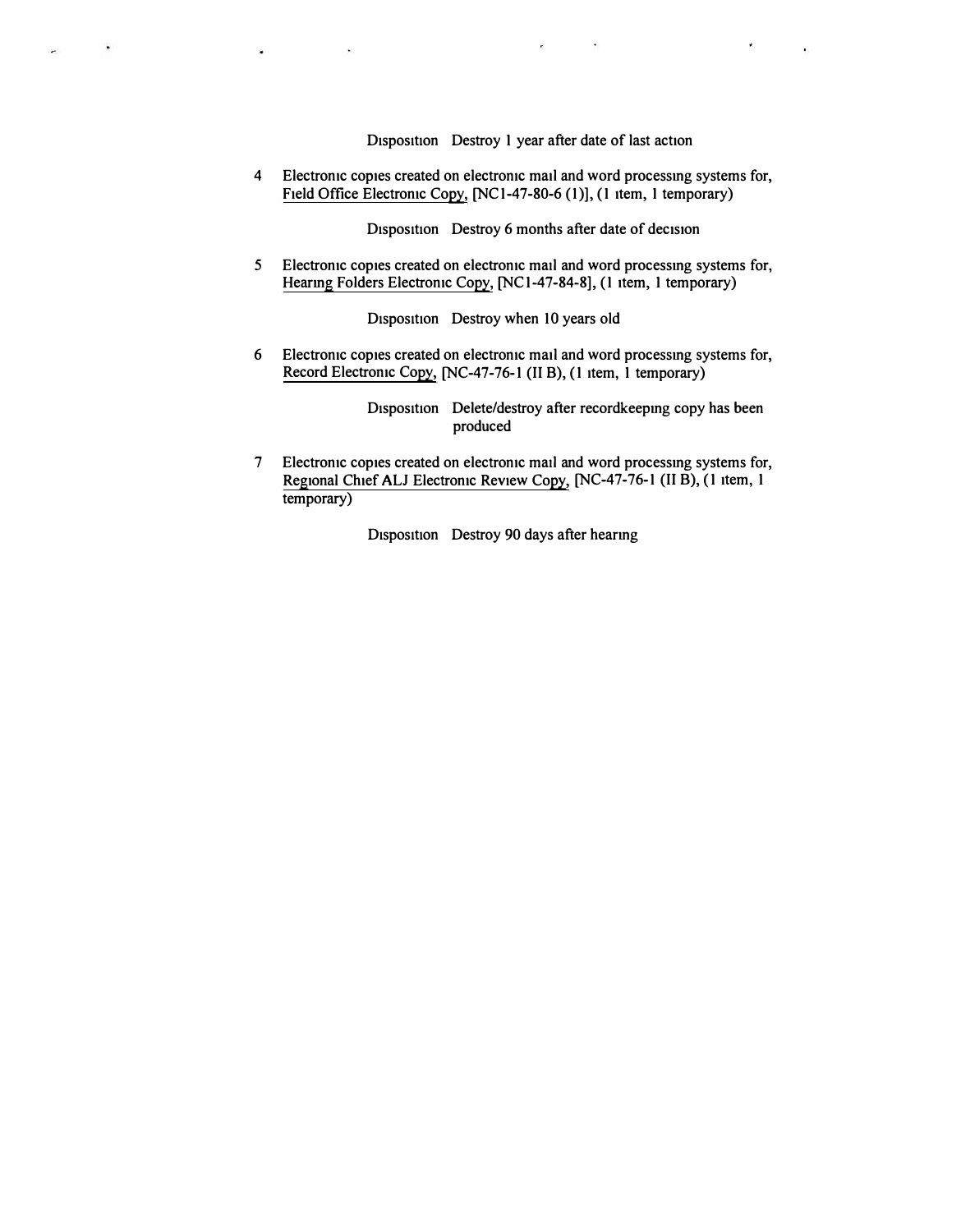Disposition Destroy 1 year after date of last action

4 Electronic copies created on electronic mail and word processing systems for, Field Office Electronic Copy, [NC1-47-80-6 (1)], (1 item, 1 temporary)

Disposition Destroy 6 months after date of decision

5 Electronic copies created on electronic mail and word processing systems for, Hearing Folders Electronic Copy, [NC1-47-84-8], (1 item, 1 temporary)

Disposition Destroy when 10 years old

6 Electronic copies created on electronic mail and word processing systems for, Record Electronic Copy, [NC-47-76-1 (II B), (1 item, 1 temporary)

Disposition Delete/destroy after recordkeeping copy has been produced

7 Electronic copies created on electronic mail and word processing systems for, Regional Chief ALJ Electronic Review Copy, [NC-47-76-1 (II B), (1 item, 1 temporary)

Disposition Destroy 90 days after hearing